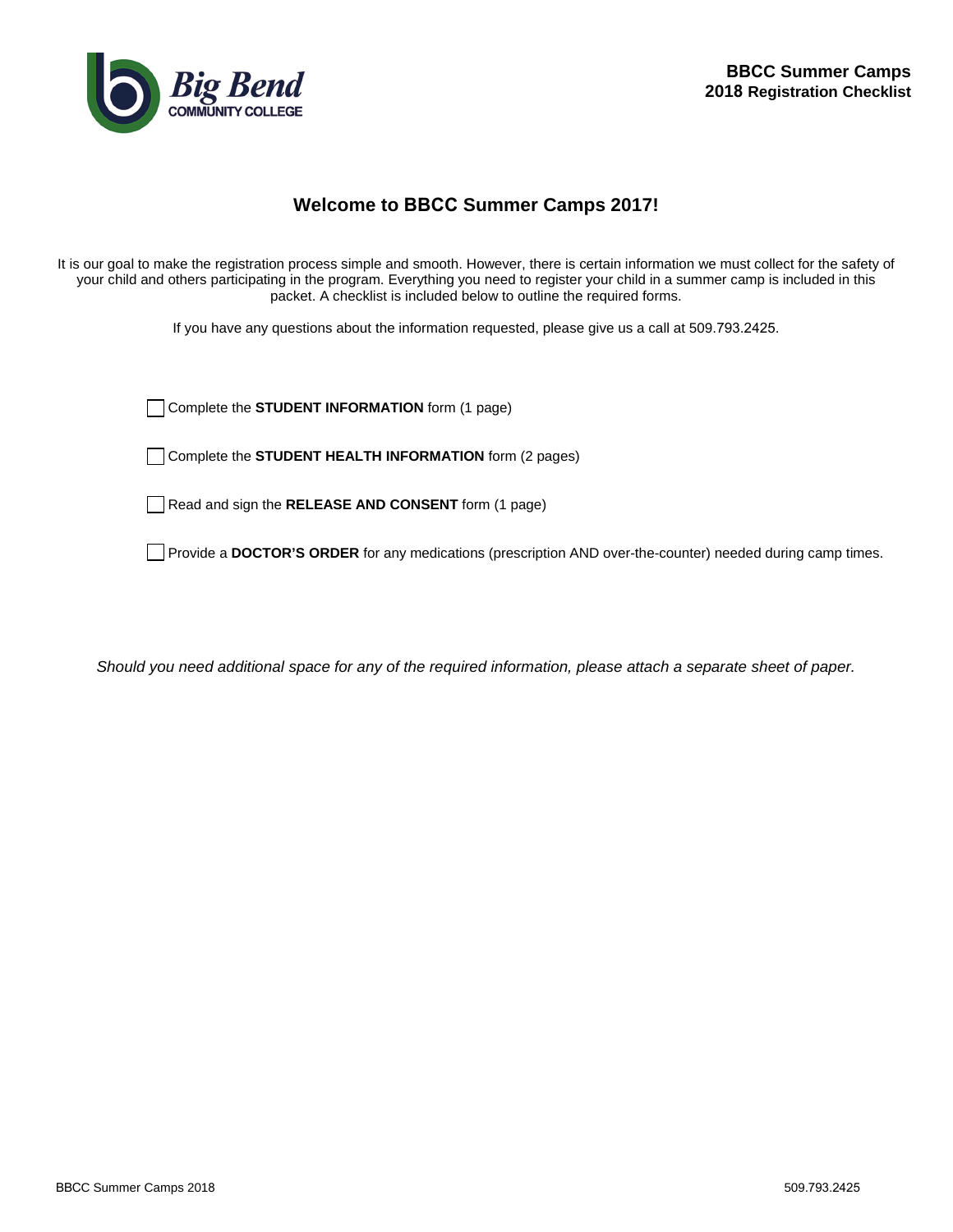Big Bend COMMUNITY COLLEGE

**BBCC Summer Camps**
**2018 Registration Checklist**

## Welcome to BBCC Summer Camps 2017!

It is our goal to make the registration process simple and smooth. However, there is certain information we must collect for the safety of your child and others participating in the program. Everything you need to register your child in a summer camp is included in this packet. A checklist is included below to outline the required forms.

If you have any questions about the information requested, please give us a call at 509.793.2425.

- ☐ Complete the **STUDENT INFORMATION** form (1 page)
- ☐ Complete the **STUDENT HEALTH INFORMATION** form (2 pages)
- ☐ Read and sign the **RELEASE AND CONSENT** form (1 page)
- ☐ Provide a **DOCTOR'S ORDER** for any medications (prescription AND over-the-counter) needed during camp times.

*Should you need additional space for any of the required information, please attach a separate sheet of paper.*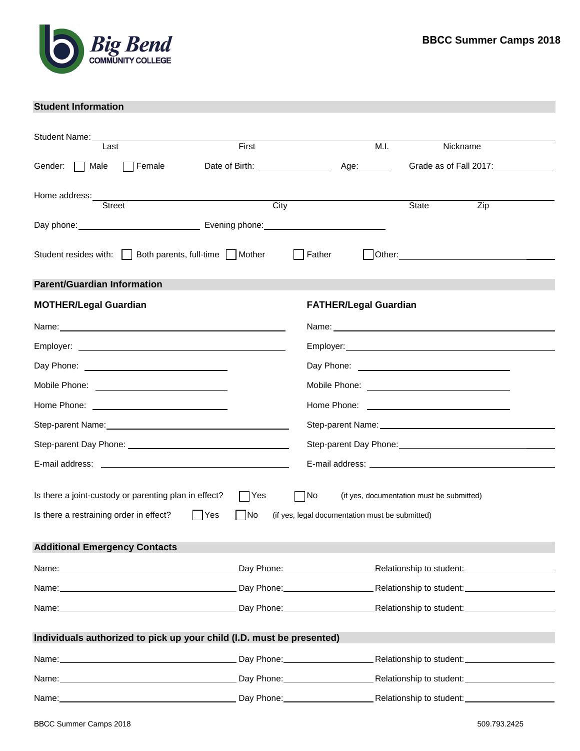Big Bend COMMUNITY COLLEGE

**BBCC Summer Camps 2018**

## Student Information

Student Name: \_\_\_\_\_\_\_\_\_\_\_\_\_\_\_\_\_\_\_\_\_\_\_\_\_\_\_\_\_\_\_\_\_\_\_\_\_\_\_\_\_\_\_\_\_\_\_\_\_\_\_\_\_\_\_\_\_\_\_\_
Last First M.I. Nickname

Gender: ☐ Male ☐ Female Date of Birth: \_\_\_\_\_\_\_\_\_\_\_\_ Age: \_\_\_\_\_ Grade as of Fall 2017: \_\_\_\_\_\_\_\_\_\_

Home address: \_\_\_\_\_\_\_\_\_\_\_\_\_\_\_\_\_\_\_\_\_\_\_\_\_\_\_\_\_\_\_\_\_\_\_\_\_\_\_\_\_\_\_\_\_\_\_\_\_\_\_\_\_\_\_\_\_\_\_\_
Street City State Zip

Day phone: \_\_\_\_\_\_\_\_\_\_\_\_\_\_\_\_\_\_\_\_ Evening phone: \_\_\_\_\_\_\_\_\_\_\_\_\_\_\_\_\_\_\_\_

Student resides with: ☐ Both parents, full-time ☐ Mother ☐ Father ☐ Other: \_\_\_\_\_\_\_\_\_\_\_\_\_\_\_\_\_\_\_\_

## Parent/Guardian Information

**MOTHER/Legal Guardian**

Name: \_\_\_\_\_\_\_\_\_\_\_\_\_\_\_\_\_\_\_\_\_\_\_\_\_\_\_\_\_\_\_\_\_\_\_\_

Employer: \_\_\_\_\_\_\_\_\_\_\_\_\_\_\_\_\_\_\_\_\_\_\_\_\_\_\_\_\_\_\_\_\_\_\_\_

Day Phone: \_\_\_\_\_\_\_\_\_\_\_\_\_\_\_\_\_\_\_\_\_\_\_\_

Mobile Phone: \_\_\_\_\_\_\_\_\_\_\_\_\_\_\_\_\_\_\_\_\_\_\_\_

Home Phone: \_\_\_\_\_\_\_\_\_\_\_\_\_\_\_\_\_\_\_\_\_\_\_\_

Step-parent Name: \_\_\_\_\_\_\_\_\_\_\_\_\_\_\_\_\_\_\_\_\_\_\_\_\_\_\_\_\_\_\_\_

Step-parent Day Phone: \_\_\_\_\_\_\_\_\_\_\_\_\_\_\_\_\_\_\_\_\_\_\_\_\_\_\_\_

E-mail address: \_\_\_\_\_\_\_\_\_\_\_\_\_\_\_\_\_\_\_\_\_\_\_\_\_\_\_\_\_\_\_\_

**FATHER/Legal Guardian**

Name: \_\_\_\_\_\_\_\_\_\_\_\_\_\_\_\_\_\_\_\_\_\_\_\_\_\_\_\_\_\_\_\_\_\_\_\_

Employer: \_\_\_\_\_\_\_\_\_\_\_\_\_\_\_\_\_\_\_\_\_\_\_\_\_\_\_\_\_\_\_\_\_\_\_\_

Day Phone: \_\_\_\_\_\_\_\_\_\_\_\_\_\_\_\_\_\_\_\_\_\_\_\_

Mobile Phone: \_\_\_\_\_\_\_\_\_\_\_\_\_\_\_\_\_\_\_\_\_\_\_\_

Home Phone: \_\_\_\_\_\_\_\_\_\_\_\_\_\_\_\_\_\_\_\_\_\_\_\_

Step-parent Name: \_\_\_\_\_\_\_\_\_\_\_\_\_\_\_\_\_\_\_\_\_\_\_\_\_\_\_\_\_\_\_\_

Step-parent Day Phone: \_\_\_\_\_\_\_\_\_\_\_\_\_\_\_\_\_\_\_\_\_\_\_\_\_\_\_\_

E-mail address: \_\_\_\_\_\_\_\_\_\_\_\_\_\_\_\_\_\_\_\_\_\_\_\_\_\_\_\_\_\_\_\_

Is there a joint-custody or parenting plan in effect? ☐ Yes ☐ No (if yes, documentation must be submitted)

Is there a restraining order in effect? ☐ Yes ☐ No (if yes, legal documentation must be submitted)

## Additional Emergency Contacts

Name: \_\_\_\_\_\_\_\_\_\_\_\_\_\_\_\_\_\_\_\_\_\_\_\_\_\_ Day Phone: \_\_\_\_\_\_\_\_\_\_\_\_\_\_ Relationship to student: \_\_\_\_\_\_\_\_\_\_\_\_

Name: \_\_\_\_\_\_\_\_\_\_\_\_\_\_\_\_\_\_\_\_\_\_\_\_\_\_ Day Phone: \_\_\_\_\_\_\_\_\_\_\_\_\_\_ Relationship to student: \_\_\_\_\_\_\_\_\_\_\_\_

Name: \_\_\_\_\_\_\_\_\_\_\_\_\_\_\_\_\_\_\_\_\_\_\_\_\_\_ Day Phone: \_\_\_\_\_\_\_\_\_\_\_\_\_\_ Relationship to student: \_\_\_\_\_\_\_\_\_\_\_\_

## Individuals authorized to pick up your child (I.D. must be presented)

Name: \_\_\_\_\_\_\_\_\_\_\_\_\_\_\_\_\_\_\_\_\_\_\_\_\_\_ Day Phone: \_\_\_\_\_\_\_\_\_\_\_\_\_\_ Relationship to student: \_\_\_\_\_\_\_\_\_\_\_\_

Name: \_\_\_\_\_\_\_\_\_\_\_\_\_\_\_\_\_\_\_\_\_\_\_\_\_\_ Day Phone: \_\_\_\_\_\_\_\_\_\_\_\_\_\_ Relationship to student: \_\_\_\_\_\_\_\_\_\_\_\_

Name: \_\_\_\_\_\_\_\_\_\_\_\_\_\_\_\_\_\_\_\_\_\_\_\_\_\_ Day Phone: \_\_\_\_\_\_\_\_\_\_\_\_\_\_ Relationship to student: \_\_\_\_\_\_\_\_\_\_\_\_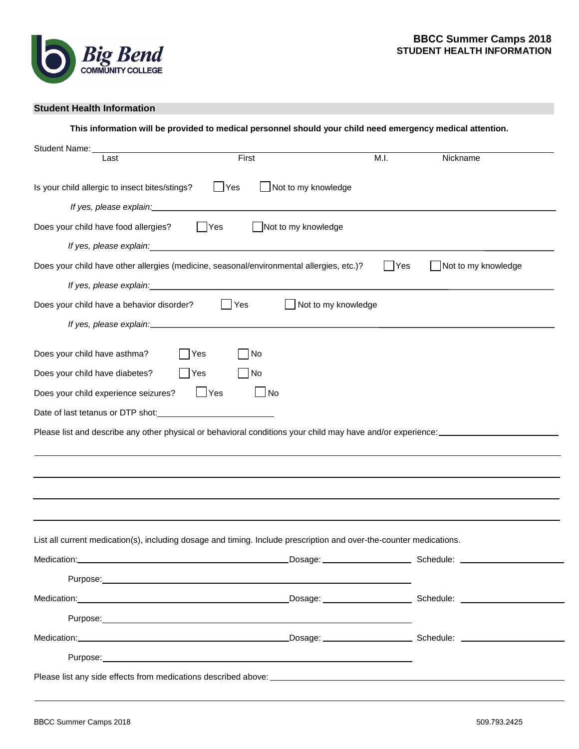Big Bend COMMUNITY COLLEGE

**BBCC Summer Camps 2018**
**STUDENT HEALTH INFORMATION**

## Student Health Information

**This information will be provided to medical personnel should your child need emergency medical attention.**

Student Name: ______________________________________________
Last | First | M.I. | Nickname

Is your child allergic to insect bites/stings? ☐ Yes ☐ Not to my knowledge

*If yes, please explain:* ______________________________________________

Does your child have food allergies? ☐ Yes ☐ Not to my knowledge

*If yes, please explain:* ______________________________________________

Does your child have other allergies (medicine, seasonal/environmental allergies, etc.)? ☐ Yes ☐ Not to my knowledge

*If yes, please explain:* ______________________________________________

Does your child have a behavior disorder? ☐ Yes ☐ Not to my knowledge

*If yes, please explain:* ______________________________________________

Does your child have asthma? ☐ Yes ☐ No

Does your child have diabetes? ☐ Yes ☐ No

Does your child experience seizures? ☐ Yes ☐ No

Date of last tetanus or DTP shot: ____________________

Please list and describe any other physical or behavioral conditions your child may have and/or experience: ______________________________________________

______________________________________________

______________________________________________

______________________________________________

______________________________________________

List all current medication(s), including dosage and timing. Include prescription and over-the-counter medications.

Medication: ____________________ Dosage: ____________ Schedule: ____________

Purpose: ______________________________________________

Medication: ____________________ Dosage: ____________ Schedule: ____________

Purpose: ______________________________________________

Medication: ____________________ Dosage: ____________ Schedule: ____________

Purpose: ______________________________________________

Please list any side effects from medications described above: ______________________________________________

______________________________________________

BBCC Summer Camps 2018 509.793.2425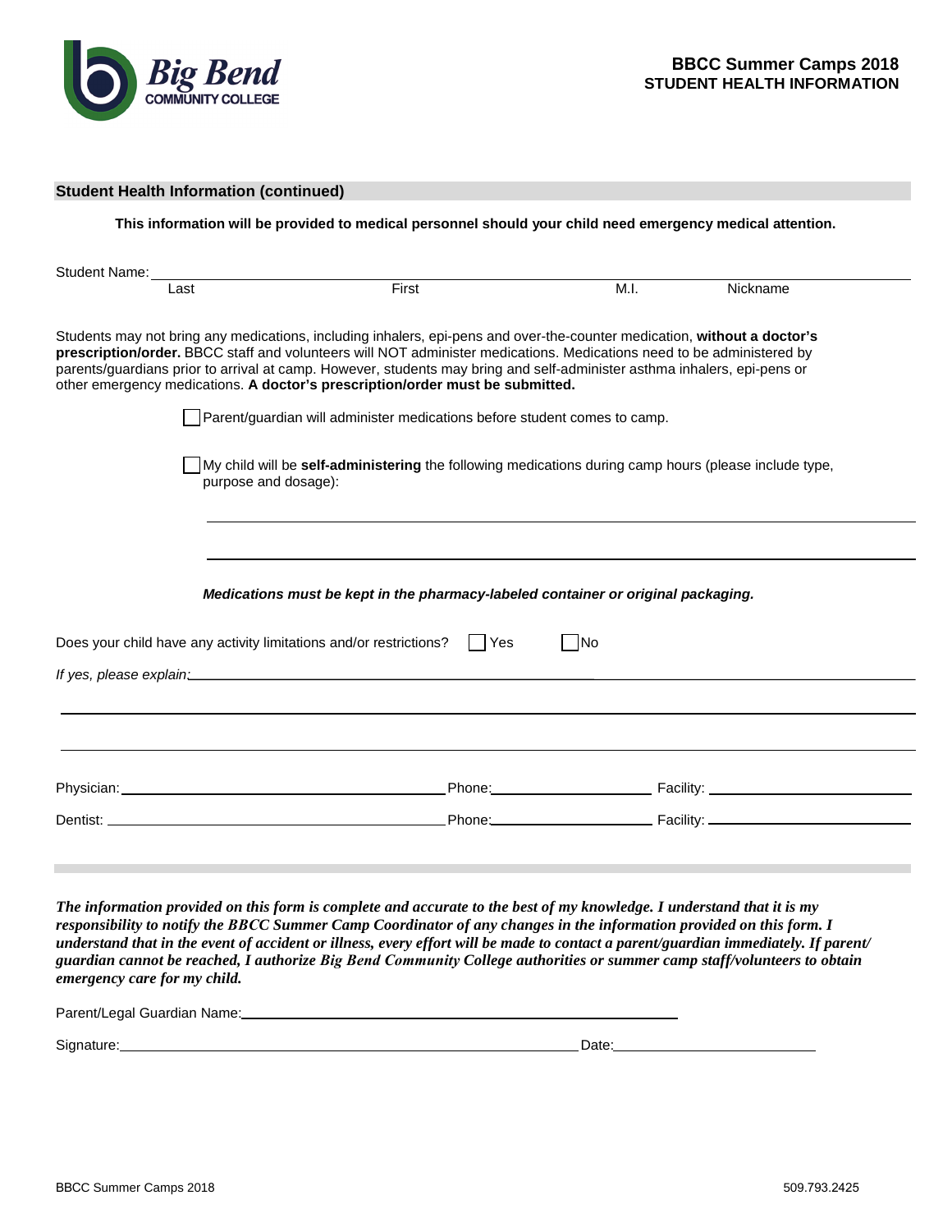**BBCC Summer Camps 2018**
**STUDENT HEALTH INFORMATION**

## Student Health Information (continued)

**This information will be provided to medical personnel should your child need emergency medical attention.**

Student Name: ______________________________________________________________

Last | First | M.I. | Nickname

Students may not bring any medications, including inhalers, epi-pens and over-the-counter medication, **without a doctor's prescription/order.** BBCC staff and volunteers will NOT administer medications. Medications need to be administered by parents/guardians prior to arrival at camp. However, students may bring and self-administer asthma inhalers, epi-pens or other emergency medications. **A doctor's prescription/order must be submitted.**

- ☐ Parent/guardian will administer medications before student comes to camp.
- ☐ My child will be **self-administering** the following medications during camp hours (please include type, purpose and dosage):

______________________________________________________________

______________________________________________________________

***Medications must be kept in the pharmacy-labeled container or original packaging.***

Does your child have any activity limitations and/or restrictions? ☐ Yes ☐ No

*If yes, please explain:* ______________________________________________________________

______________________________________________________________

______________________________________________________________

Physician: ______________________ Phone: ______________ Facility: ______________________

Dentist: ______________________ Phone: ______________ Facility: ______________________

***The information provided on this form is complete and accurate to the best of my knowledge. I understand that it is my responsibility to notify the BBCC Summer Camp Coordinator of any changes in the information provided on this form. I understand that in the event of accident or illness, every effort will be made to contact a parent/guardian immediately. If parent/guardian cannot be reached, I authorize Big Bend Community College authorities or summer camp staff/volunteers to obtain emergency care for my child.***

Parent/Legal Guardian Name: ______________________________________________

Signature: ______________________________________________ Date: ______________________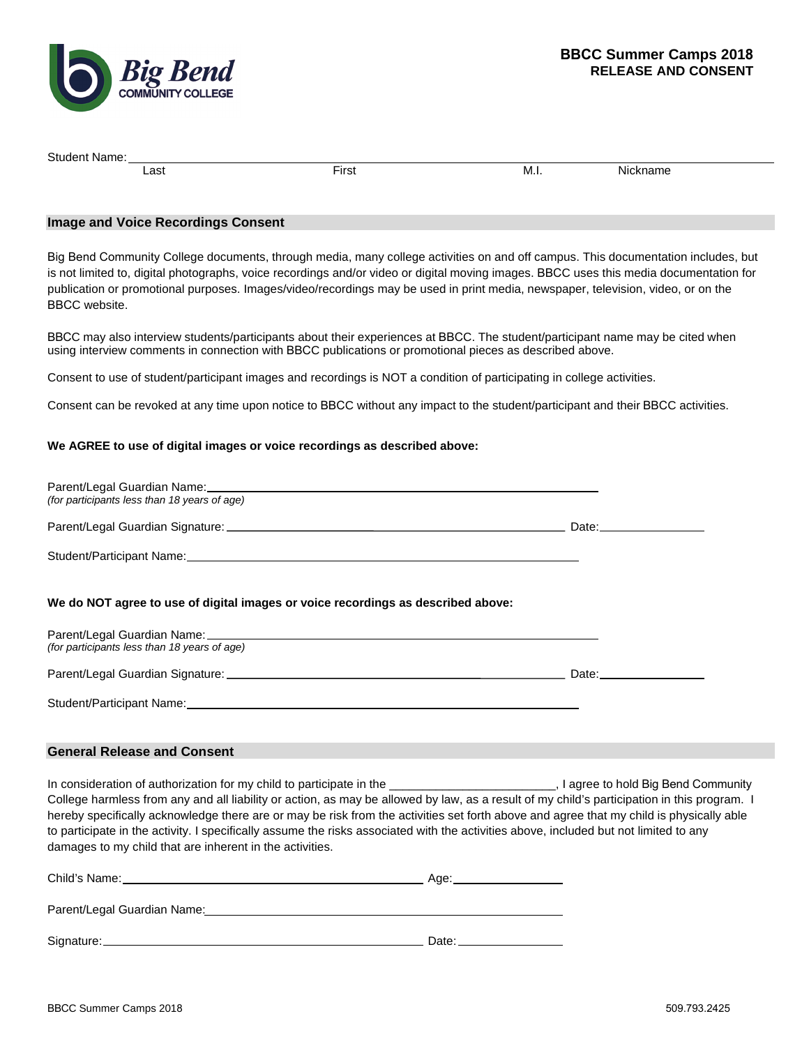Big Bend COMMUNITY COLLEGE

# BBCC Summer Camps 2018
## RELEASE AND CONSENT

Student Name: ____________________________________________________________
Last First M.I. Nickname

## Image and Voice Recordings Consent

Big Bend Community College documents, through media, many college activities on and off campus. This documentation includes, but is not limited to, digital photographs, voice recordings and/or video or digital moving images. BBCC uses this media documentation for publication or promotional purposes. Images/video/recordings may be used in print media, newspaper, television, video, or on the BBCC website.

BBCC may also interview students/participants about their experiences at BBCC. The student/participant name may be cited when using interview comments in connection with BBCC publications or promotional pieces as described above.

Consent to use of student/participant images and recordings is NOT a condition of participating in college activities.

Consent can be revoked at any time upon notice to BBCC without any impact to the student/participant and their BBCC activities.

**We AGREE to use of digital images or voice recordings as described above:**

Parent/Legal Guardian Name: ____________________________________________
*(for participants less than 18 years of age)*

Parent/Legal Guardian Signature: ____________________________________ Date: ______________

Student/Participant Name: ____________________________________________

**We do NOT agree to use of digital images or voice recordings as described above:**

Parent/Legal Guardian Name: ____________________________________________
*(for participants less than 18 years of age)*

Parent/Legal Guardian Signature: ____________________________________ Date: ______________

Student/Participant Name: ____________________________________________

## General Release and Consent

In consideration of authorization for my child to participate in the ________________________, I agree to hold Big Bend Community College harmless from any and all liability or action, as may be allowed by law, as a result of my child's participation in this program. I hereby specifically acknowledge there are or may be risk from the activities set forth above and agree that my child is physically able to participate in the activity. I specifically assume the risks associated with the activities above, included but not limited to any damages to my child that are inherent in the activities.

Child's Name: ________________________________________ Age: ______________

Parent/Legal Guardian Name: ____________________________________________

Signature: ________________________________________ Date: ______________

BBCC Summer Camps 2018 509.793.2425